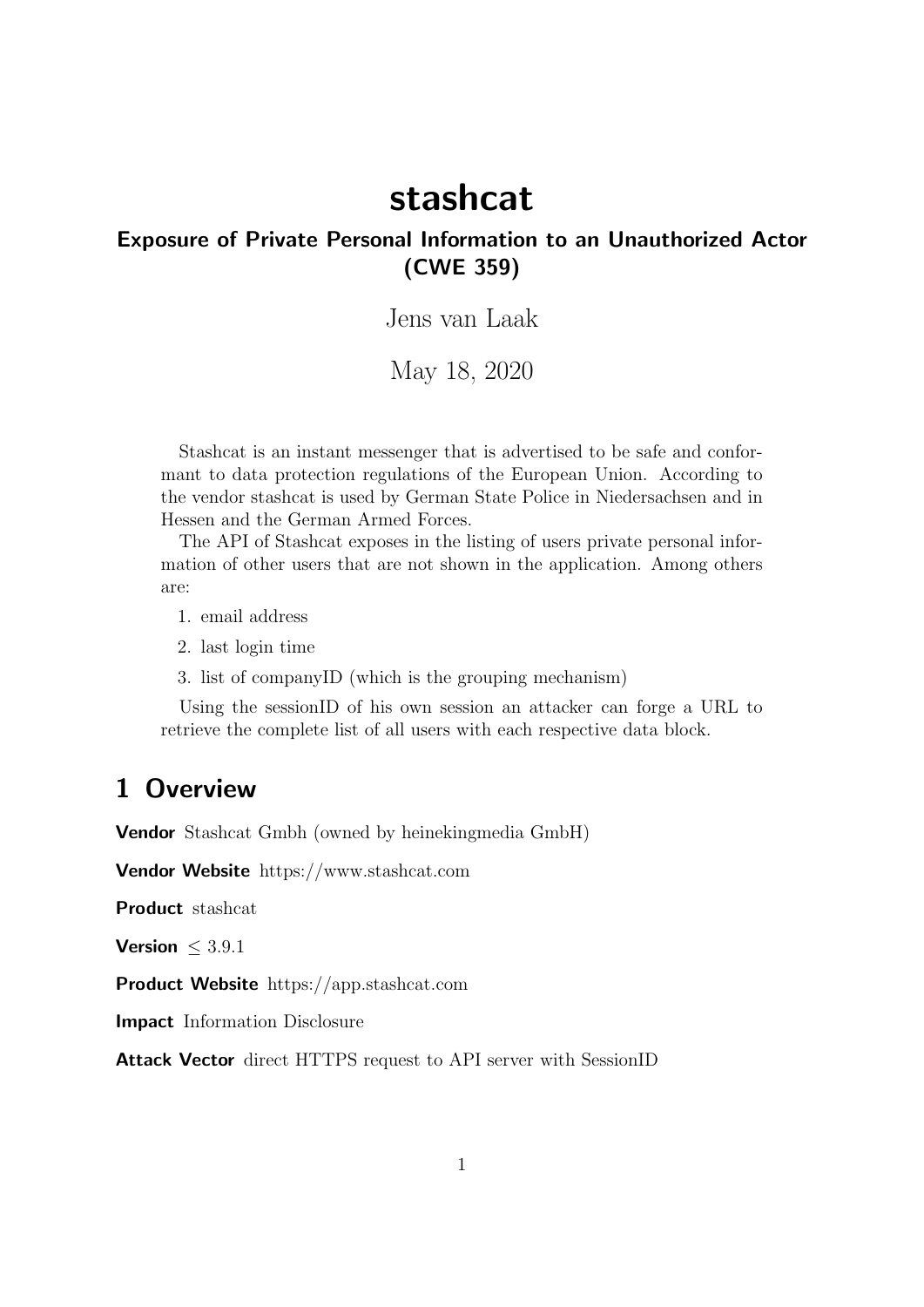# stashcat

## Exposure of Private Personal Information to an Unauthorized Actor (CWE 359)

Jens van Laak

May 18, 2020

Stashcat is an instant messenger that is advertised to be safe and conformant to data protection regulations of the European Union. According to the vendor stashcat is used by German State Police in Niedersachsen and in Hessen and the German Armed Forces.

The API of Stashcat exposes in the listing of users private personal information of other users that are not shown in the application. Among others are:

1. email address
2. last login time
3. list of companyID (which is the grouping mechanism)

Using the sessionID of his own session an attacker can forge a URL to retrieve the complete list of all users with each respective data block.

## 1 Overview

**Vendor** Stashcat Gmbh (owned by heinekingmedia GmbH)

**Vendor Website** https://www.stashcat.com

**Product** stashcat

**Version** $\leq$ 3.9.1

**Product Website** https://app.stashcat.com

**Impact** Information Disclosure

**Attack Vector** direct HTTPS request to API server with SessionID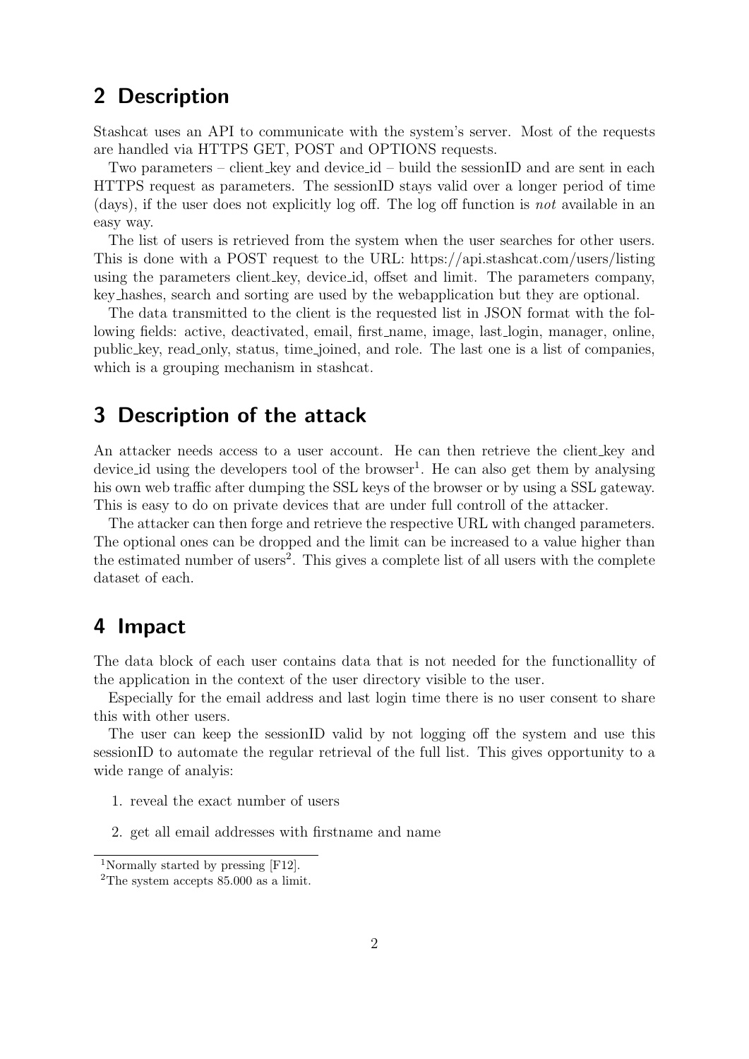## 2 Description

Stashcat uses an API to communicate with the system's server. Most of the requests are handled via HTTPS GET, POST and OPTIONS requests.

Two parameters – client_key and device_id – build the sessionID and are sent in each HTTPS request as parameters. The sessionID stays valid over a longer period of time (days), if the user does not explicitly log off. The log off function is *not* available in an easy way.

The list of users is retrieved from the system when the user searches for other users. This is done with a POST request to the URL: https://api.stashcat.com/users/listing using the parameters client_key, device_id, offset and limit. The parameters company, key_hashes, search and sorting are used by the webapplication but they are optional.

The data transmitted to the client is the requested list in JSON format with the following fields: active, deactivated, email, first_name, image, last_login, manager, online, public_key, read_only, status, time_joined, and role. The last one is a list of companies, which is a grouping mechanism in stashcat.

## 3 Description of the attack

An attacker needs access to a user account. He can then retrieve the client_key and device_id using the developers tool of the browser[1]. He can also get them by analysing his own web traffic after dumping the SSL keys of the browser or by using a SSL gateway. This is easy to do on private devices that are under full controll of the attacker.

The attacker can then forge and retrieve the respective URL with changed parameters. The optional ones can be dropped and the limit can be increased to a value higher than the estimated number of users[2]. This gives a complete list of all users with the complete dataset of each.

## 4 Impact

The data block of each user contains data that is not needed for the functionallity of the application in the context of the user directory visible to the user.

Especially for the email address and last login time there is no user consent to share this with other users.

The user can keep the sessionID valid by not logging off the system and use this sessionID to automate the regular retrieval of the full list. This gives opportunity to a wide range of analyis:

1. reveal the exact number of users
2. get all email addresses with firstname and name

[1] Normally started by pressing [F12].

[2] The system accepts 85.000 as a limit.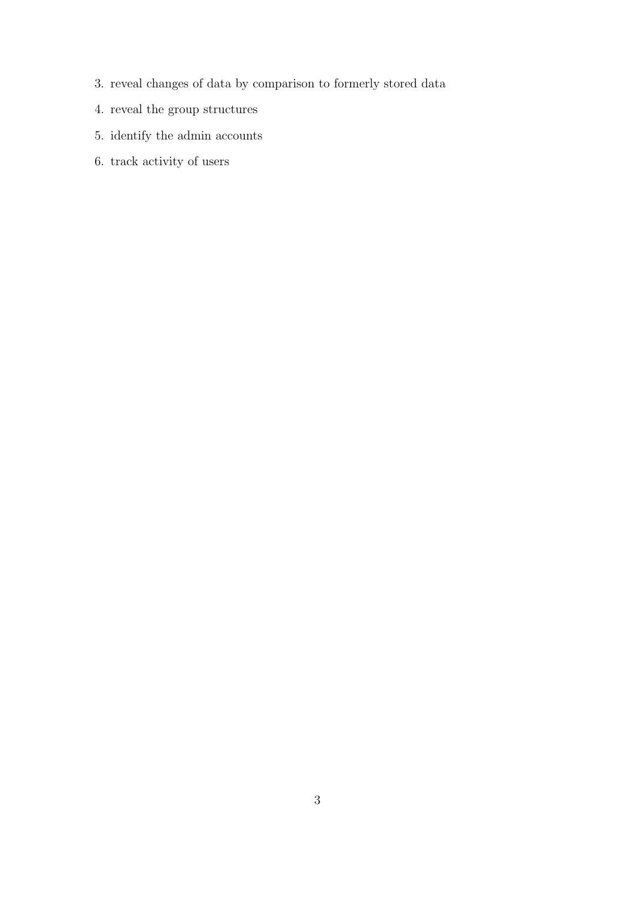3. reveal changes of data by comparison to formerly stored data
4. reveal the group structures
5. identify the admin accounts
6. track activity of users